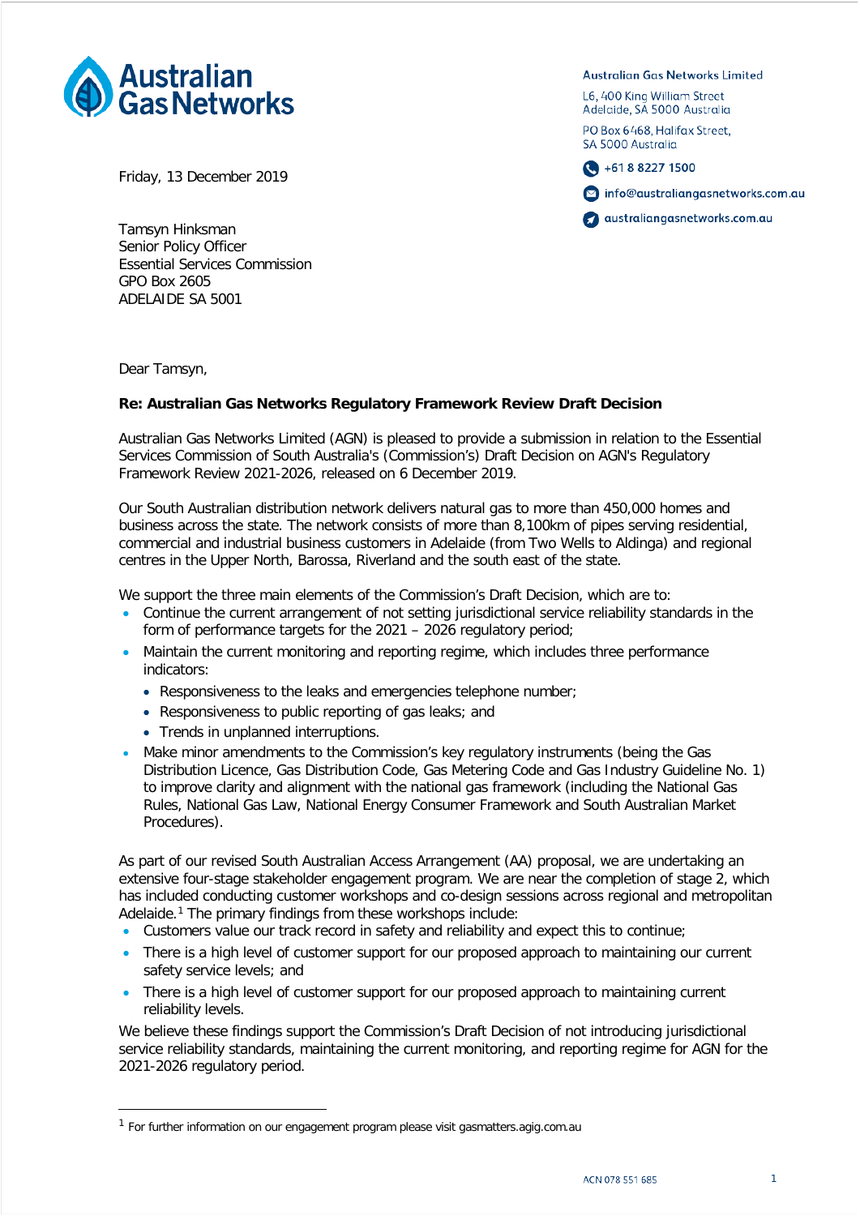Australian Gas Networks

**Australian Gas Networks Limited**

L6, 400 King William Street
Adelaide, SA 5000 Australia

PO Box 6468, Halifax Street,
SA 5000 Australia

+61 8 8227 1500

info@australiangasnetworks.com.au

australiangasnetworks.com.au

Friday, 13 December 2019

Tamsyn Hinksman
Senior Policy Officer
Essential Services Commission
GPO Box 2605
ADELAIDE SA 5001

Dear Tamsyn,

**Re: Australian Gas Networks Regulatory Framework Review Draft Decision**

Australian Gas Networks Limited (AGN) is pleased to provide a submission in relation to the Essential Services Commission of South Australia's (Commission's) Draft Decision on AGN's Regulatory Framework Review 2021-2026, released on 6 December 2019.

Our South Australian distribution network delivers natural gas to more than 450,000 homes and business across the state. The network consists of more than 8,100km of pipes serving residential, commercial and industrial business customers in Adelaide (from Two Wells to Aldinga) and regional centres in the Upper North, Barossa, Riverland and the south east of the state.

We support the three main elements of the Commission's Draft Decision, which are to:

- Continue the current arrangement of not setting jurisdictional service reliability standards in the form of performance targets for the 2021 – 2026 regulatory period;
- Maintain the current monitoring and reporting regime, which includes three performance indicators:
  - Responsiveness to the leaks and emergencies telephone number;
  - Responsiveness to public reporting of gas leaks; and
  - Trends in unplanned interruptions.
- Make minor amendments to the Commission's key regulatory instruments (being the Gas Distribution Licence, Gas Distribution Code, Gas Metering Code and Gas Industry Guideline No. 1) to improve clarity and alignment with the national gas framework (including the National Gas Rules, National Gas Law, National Energy Consumer Framework and South Australian Market Procedures).

As part of our revised South Australian Access Arrangement (AA) proposal, we are undertaking an extensive four-stage stakeholder engagement program. We are near the completion of stage 2, which has included conducting customer workshops and co-design sessions across regional and metropolitan Adelaide.[1] The primary findings from these workshops include:

- Customers value our track record in safety and reliability and expect this to continue;
- There is a high level of customer support for our proposed approach to maintaining our current safety service levels; and
- There is a high level of customer support for our proposed approach to maintaining current reliability levels.

We believe these findings support the Commission's Draft Decision of not introducing jurisdictional service reliability standards, maintaining the current monitoring, and reporting regime for AGN for the 2021-2026 regulatory period.

[1] For further information on our engagement program please visit gasmatters.agig.com.au

ACN 078 551 685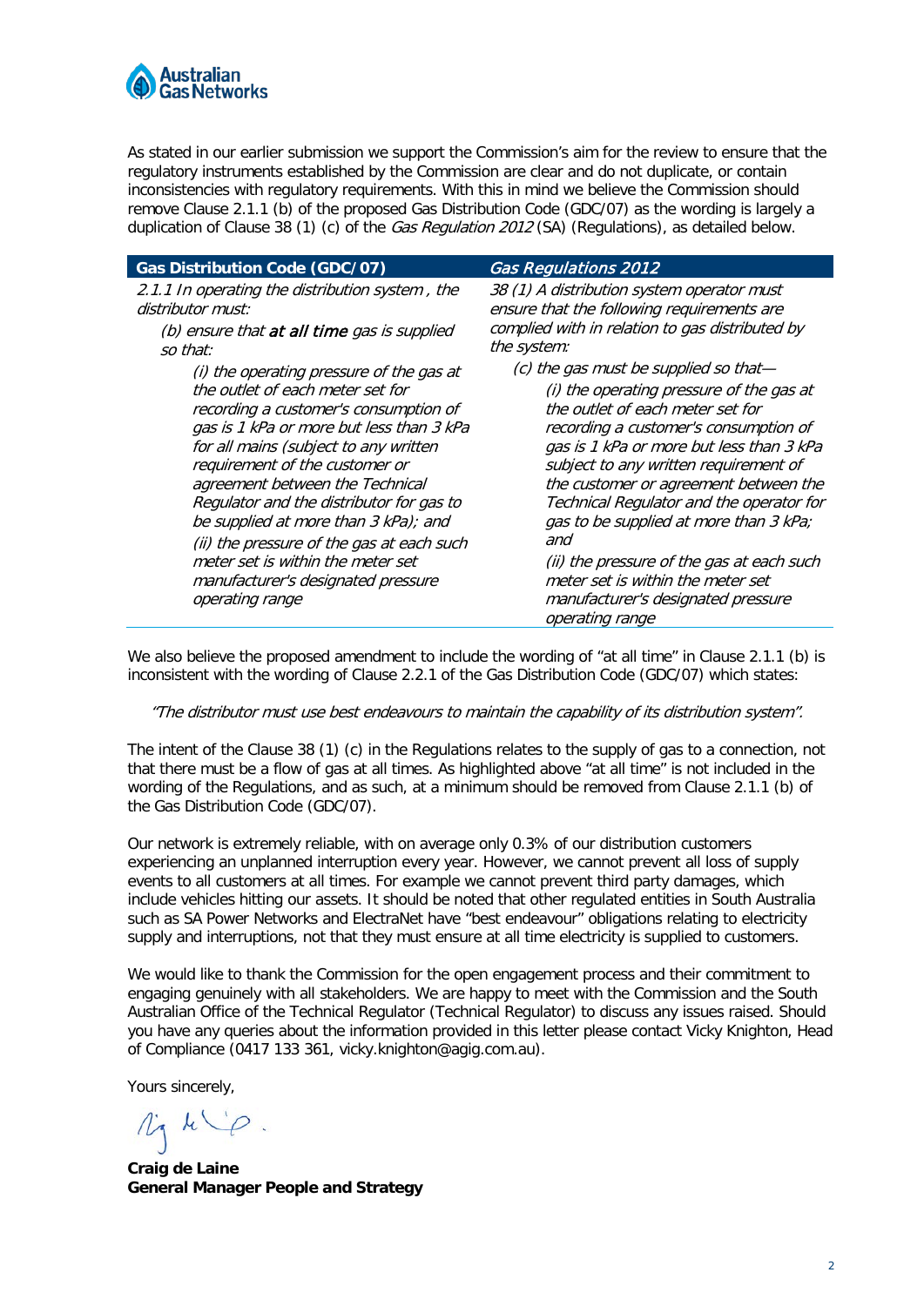As stated in our earlier submission we support the Commission's aim for the review to ensure that the regulatory instruments established by the Commission are clear and do not duplicate, or contain inconsistencies with regulatory requirements. With this in mind we believe the Commission should remove Clause 2.1.1 (b) of the proposed Gas Distribution Code (GDC/07) as the wording is largely a duplication of Clause 38 (1) (c) of the *Gas Regulation 2012* (SA) (Regulations), as detailed below.

| **Gas Distribution Code (GDC/07)** | ***Gas Regulations 2012*** |
|---|---|
| *2.1.1 In operating the distribution system , the distributor must:*<br><br>*(b) ensure that **at all time** gas is supplied so that:*<br><br>*(i) the operating pressure of the gas at the outlet of each meter set for recording a customer's consumption of gas is 1 kPa or more but less than 3 kPa for all mains (subject to any written requirement of the customer or agreement between the Technical Regulator and the distributor for gas to be supplied at more than 3 kPa); and*<br><br>*(ii) the pressure of the gas at each such meter set is within the meter set manufacturer's designated pressure operating range* | *38 (1) A distribution system operator must ensure that the following requirements are complied with in relation to gas distributed by the system:*<br><br>*(c) the gas must be supplied so that—*<br><br>*(i) the operating pressure of the gas at the outlet of each meter set for recording a customer's consumption of gas is 1 kPa or more but less than 3 kPa subject to any written requirement of the customer or agreement between the Technical Regulator and the operator for gas to be supplied at more than 3 kPa; and*<br><br>*(ii) the pressure of the gas at each such meter set is within the meter set manufacturer's designated pressure operating range* |

We also believe the proposed amendment to include the wording of "at all time" in Clause 2.1.1 (b) is inconsistent with the wording of Clause 2.2.1 of the Gas Distribution Code (GDC/07) which states:

> *"The distributor must use best endeavours to maintain the capability of its distribution system".*

The intent of the Clause 38 (1) (c) in the Regulations relates to the supply of gas to a connection, not that there must be a flow of gas at all times. As highlighted above "at all time" is not included in the wording of the Regulations, and as such, at a minimum should be removed from Clause 2.1.1 (b) of the Gas Distribution Code (GDC/07).

Our network is extremely reliable, with on average only 0.3% of our distribution customers experiencing an unplanned interruption every year. However, we cannot prevent all loss of supply events to all customers at all times. For example we cannot prevent third party damages, which include vehicles hitting our assets. It should be noted that other regulated entities in South Australia such as SA Power Networks and ElectraNet have "best endeavour" obligations relating to electricity supply and interruptions, not that they must ensure at all time electricity is supplied to customers.

We would like to thank the Commission for the open engagement process and their commitment to engaging genuinely with all stakeholders. We are happy to meet with the Commission and the South Australian Office of the Technical Regulator (Technical Regulator) to discuss any issues raised. Should you have any queries about the information provided in this letter please contact Vicky Knighton, Head of Compliance (0417 133 361, vicky.knighton@agig.com.au).

Yours sincerely,

**Craig de Laine**
**General Manager People and Strategy**